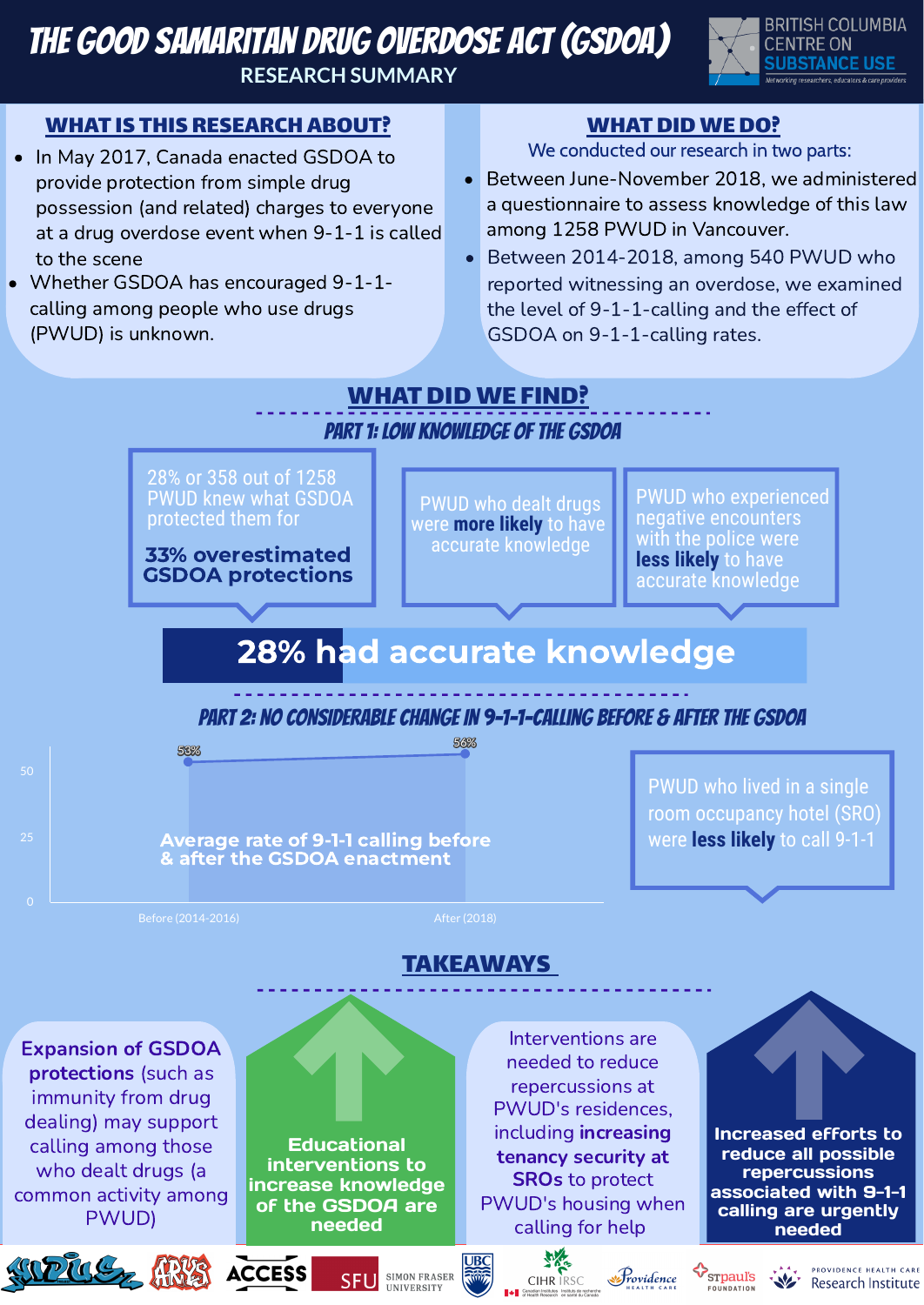# THE GOOD SAMARITAN DRUG OVERDOSE ACT (GSDOA)

RESEARCH SUMMARY

BRITISH COLUMBIA CENTRE ON SUBSTANCE USE

Networking researchers, educators & care providers

## WHAT IS THIS RESEARCH ABOUT?

- In May 2017, Canada enacted GSDOA to provide protection from simple drug possession (and related) charges to everyone at a drug overdose event when 9-1-1 is called to the scene
- Whether GSDOA has encouraged 9-1-1-calling among people who use drugs (PWUD) is unknown.

## WHAT DID WE DO?

We conducted our research in two parts:

- Between June-November 2018, we administered a questionnaire to assess knowledge of this law among 1258 PWUD in Vancouver.
- Between 2014-2018, among 540 PWUD who reported witnessing an overdose, we examined the level of 9-1-1-calling and the effect of GSDOA on 9-1-1-calling rates.

## WHAT DID WE FIND?

### PART 1: LOW KNOWLEDGE OF THE GSDOA

28% or 358 out of 1258 PWUD knew what GSDOA protected them for

**33% overestimated GSDOA protections**

PWUD who dealt drugs were **more likely** to have accurate knowledge

PWUD who experienced negative encounters with the police were **less likely** to have accurate knowledge

**28% had accurate knowledge**

### PART 2: NO CONSIDERABLE CHANGE IN 9-1-1-CALLING BEFORE & AFTER THE GSDOA

| | Before (2014-2016) | After (2018) |
| --- | --- | --- |
| Average rate of 9-1-1 calling before & after the GSDOA enactment | 53% | 56% |

PWUD who lived in a single room occupancy hotel (SRO) were **less likely** to call 9-1-1

## TAKEAWAYS

**Expansion of GSDOA protections** (such as immunity from drug dealing) may support calling among those who dealt drugs (a common activity among PWUD)

**Educational interventions to increase knowledge of the GSDOA are needed**

Interventions are needed to reduce repercussions at PWUD's residences, including **increasing tenancy security at SROs** to protect PWUD's housing when calling for help

**Increased efforts to reduce all possible repercussions associated with 9-1-1 calling are urgently needed**

VANDU · ARYS · ACCESS · SFU SIMON FRASER UNIVERSITY · UBC · CIHR IRSC · Providence Health Care · St. Paul's Foundation · Providence Health Care Research Institute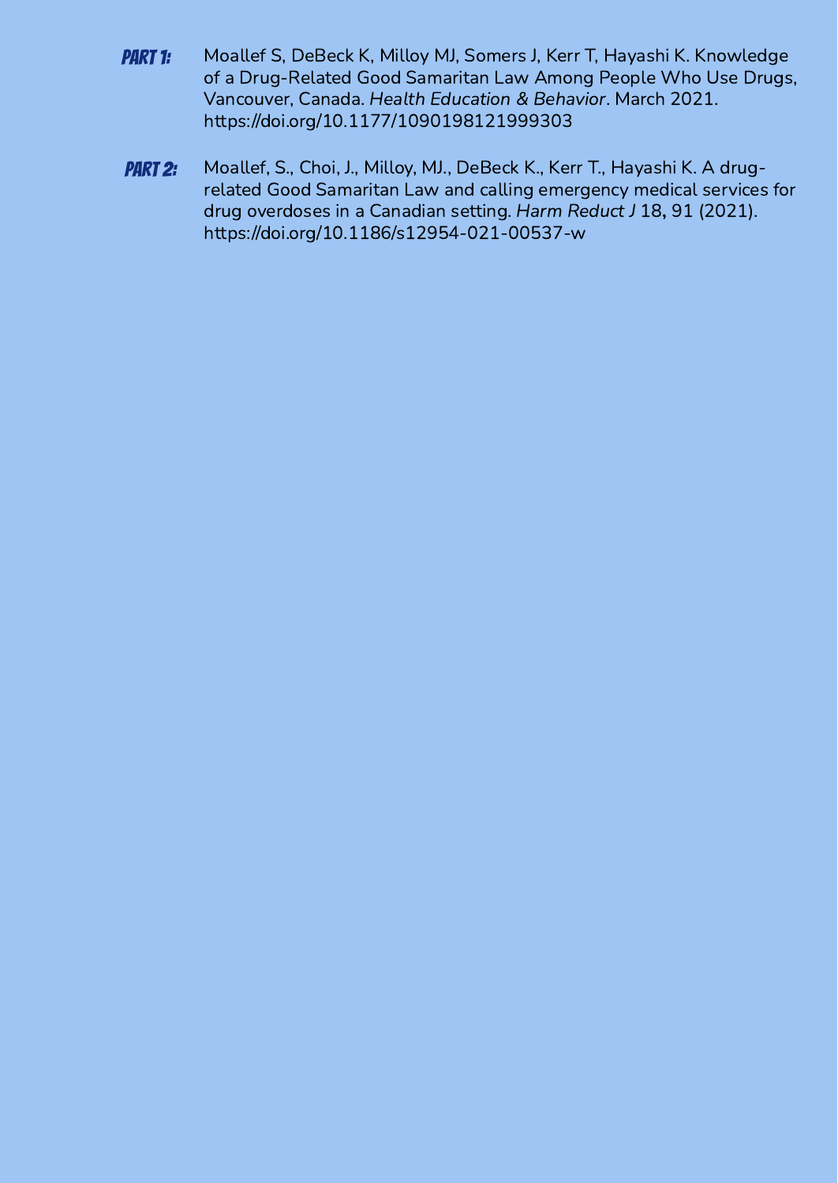**PART 1:** Moallef S, DeBeck K, Milloy MJ, Somers J, Kerr T, Hayashi K. Knowledge of a Drug-Related Good Samaritan Law Among People Who Use Drugs, Vancouver, Canada. *Health Education & Behavior*. March 2021. https://doi.org/10.1177/1090198121999303

**PART 2:** Moallef, S., Choi, J., Milloy, MJ., DeBeck K., Kerr T., Hayashi K. A drug-related Good Samaritan Law and calling emergency medical services for drug overdoses in a Canadian setting. *Harm Reduct J* 18, 91 (2021). https://doi.org/10.1186/s12954-021-00537-w